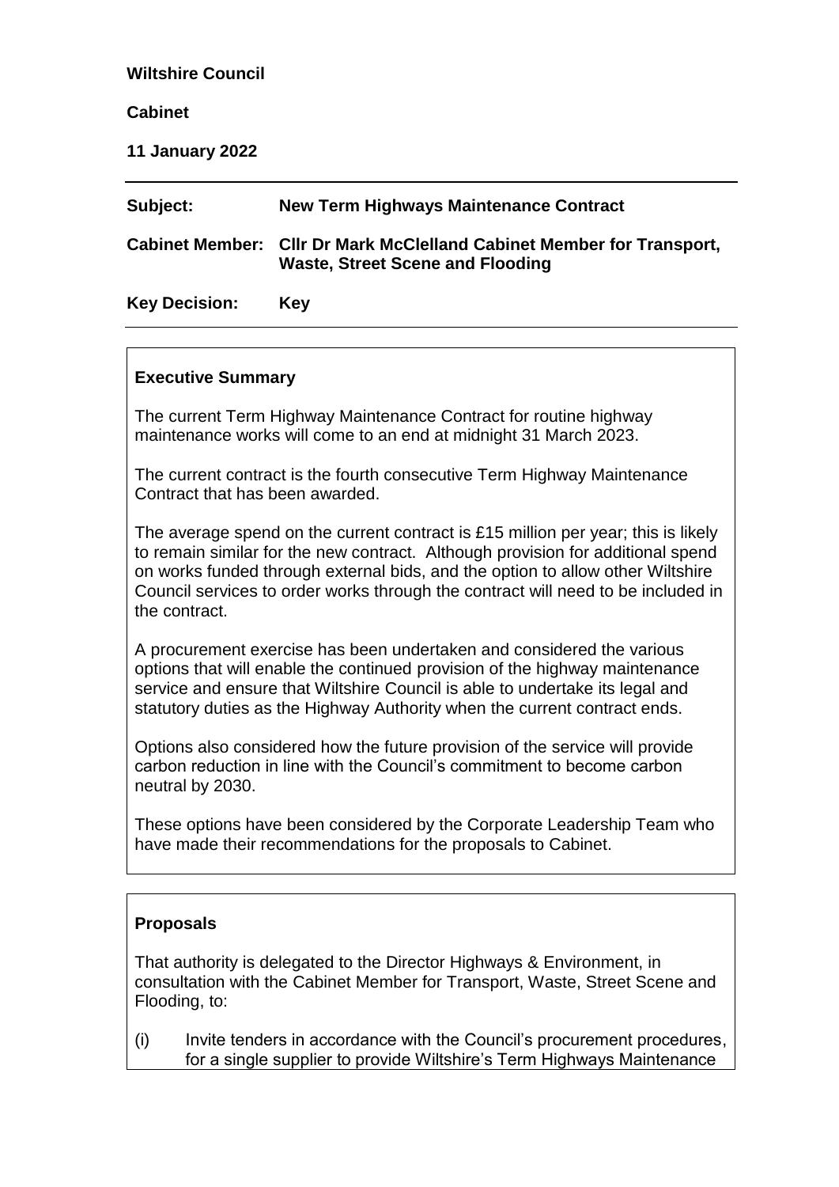**Wiltshire Council**

**Cabinet**

**11 January 2022**

| | |
|---|---|
| **Subject:** | **New Term Highways Maintenance Contract** |
| **Cabinet Member:** | **Cllr Dr Mark McClelland Cabinet Member for Transport, Waste, Street Scene and Flooding** |
| **Key Decision:** | **Key** |

## Executive Summary

The current Term Highway Maintenance Contract for routine highway maintenance works will come to an end at midnight 31 March 2023.

The current contract is the fourth consecutive Term Highway Maintenance Contract that has been awarded.

The average spend on the current contract is £15 million per year; this is likely to remain similar for the new contract. Although provision for additional spend on works funded through external bids, and the option to allow other Wiltshire Council services to order works through the contract will need to be included in the contract.

A procurement exercise has been undertaken and considered the various options that will enable the continued provision of the highway maintenance service and ensure that Wiltshire Council is able to undertake its legal and statutory duties as the Highway Authority when the current contract ends.

Options also considered how the future provision of the service will provide carbon reduction in line with the Council's commitment to become carbon neutral by 2030.

These options have been considered by the Corporate Leadership Team who have made their recommendations for the proposals to Cabinet.

## Proposals

That authority is delegated to the Director Highways & Environment, in consultation with the Cabinet Member for Transport, Waste, Street Scene and Flooding, to:

(i) Invite tenders in accordance with the Council's procurement procedures, for a single supplier to provide Wiltshire's Term Highways Maintenance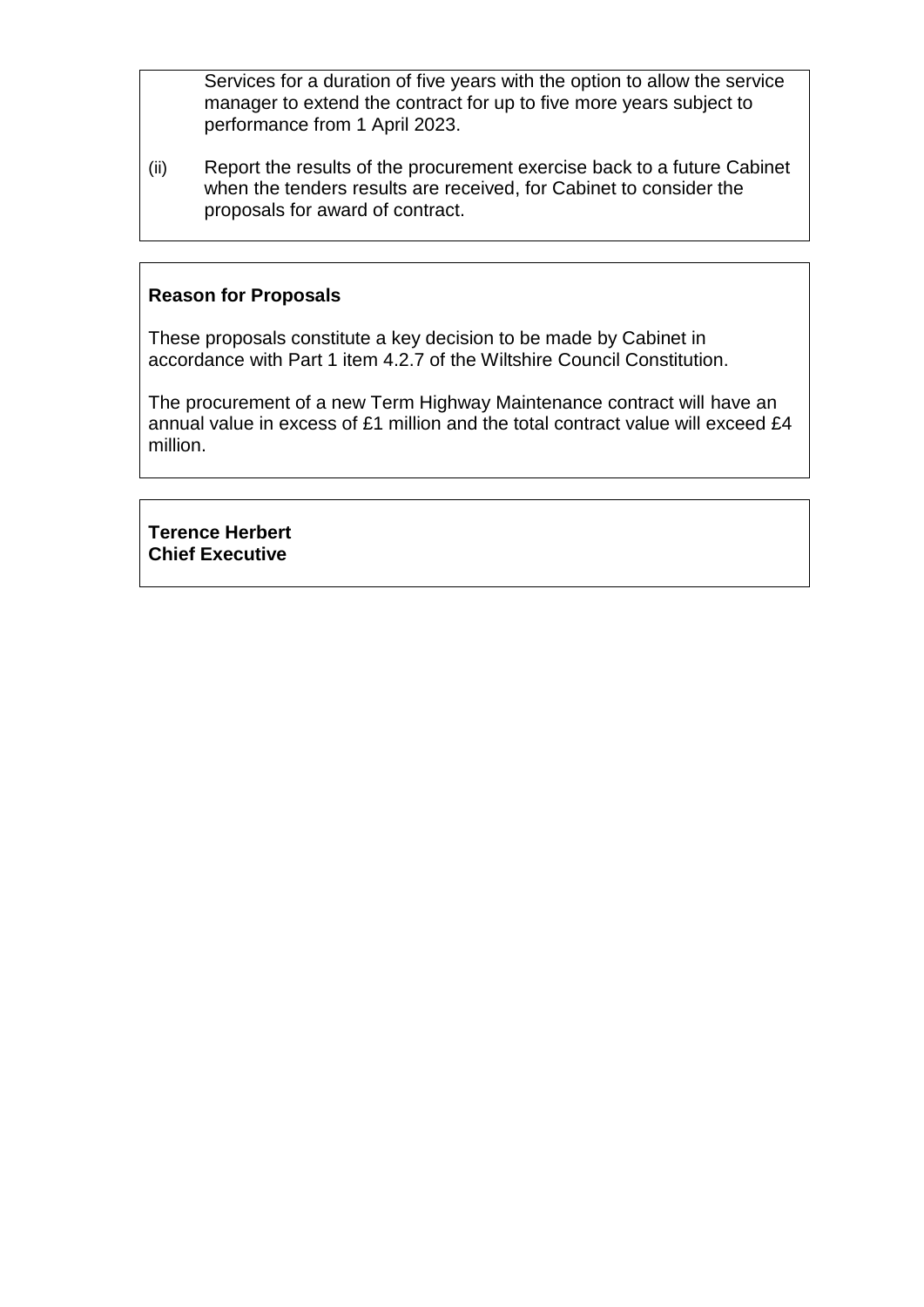Services for a duration of five years with the option to allow the service manager to extend the contract for up to five more years subject to performance from 1 April 2023.

(ii) Report the results of the procurement exercise back to a future Cabinet when the tenders results are received, for Cabinet to consider the proposals for award of contract.

**Reason for Proposals**

These proposals constitute a key decision to be made by Cabinet in accordance with Part 1 item 4.2.7 of the Wiltshire Council Constitution.

The procurement of a new Term Highway Maintenance contract will have an annual value in excess of £1 million and the total contract value will exceed £4 million.

**Terence Herbert**
**Chief Executive**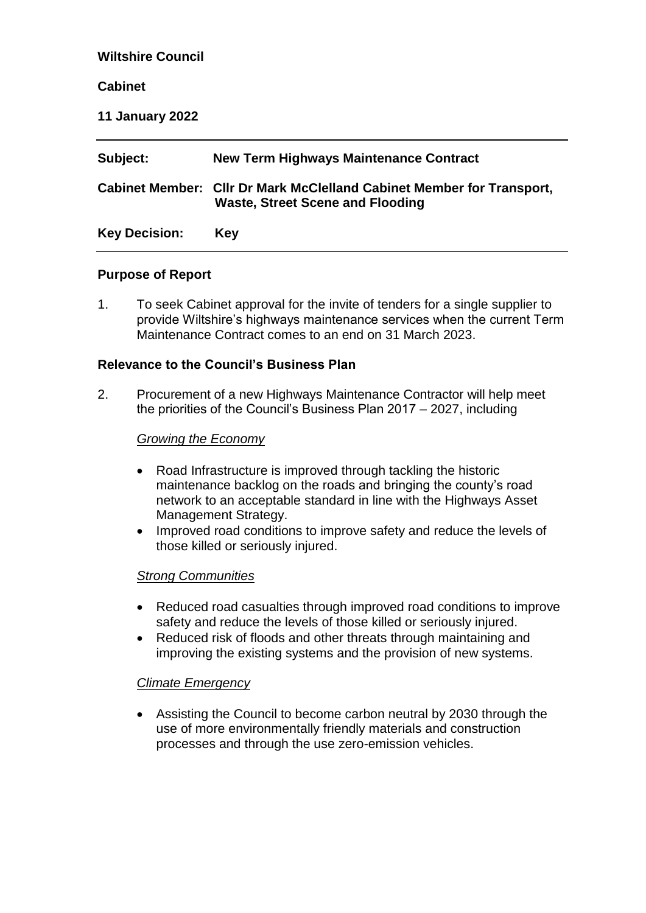**Wiltshire Council**

**Cabinet**

**11 January 2022**

---

| | |
|---|---|
| **Subject:** | **New Term Highways Maintenance Contract** |
| **Cabinet Member:** | **Cllr Dr Mark McClelland Cabinet Member for Transport, Waste, Street Scene and Flooding** |
| **Key Decision:** | **Key** |

---

## Purpose of Report

1. To seek Cabinet approval for the invite of tenders for a single supplier to provide Wiltshire's highways maintenance services when the current Term Maintenance Contract comes to an end on 31 March 2023.

## Relevance to the Council's Business Plan

2. Procurement of a new Highways Maintenance Contractor will help meet the priorities of the Council's Business Plan 2017 – 2027, including

   *Growing the Economy*

   - Road Infrastructure is improved through tackling the historic maintenance backlog on the roads and bringing the county's road network to an acceptable standard in line with the Highways Asset Management Strategy.
   - Improved road conditions to improve safety and reduce the levels of those killed or seriously injured.

   *Strong Communities*

   - Reduced road casualties through improved road conditions to improve safety and reduce the levels of those killed or seriously injured.
   - Reduced risk of floods and other threats through maintaining and improving the existing systems and the provision of new systems.

   *Climate Emergency*

   - Assisting the Council to become carbon neutral by 2030 through the use of more environmentally friendly materials and construction processes and through the use zero-emission vehicles.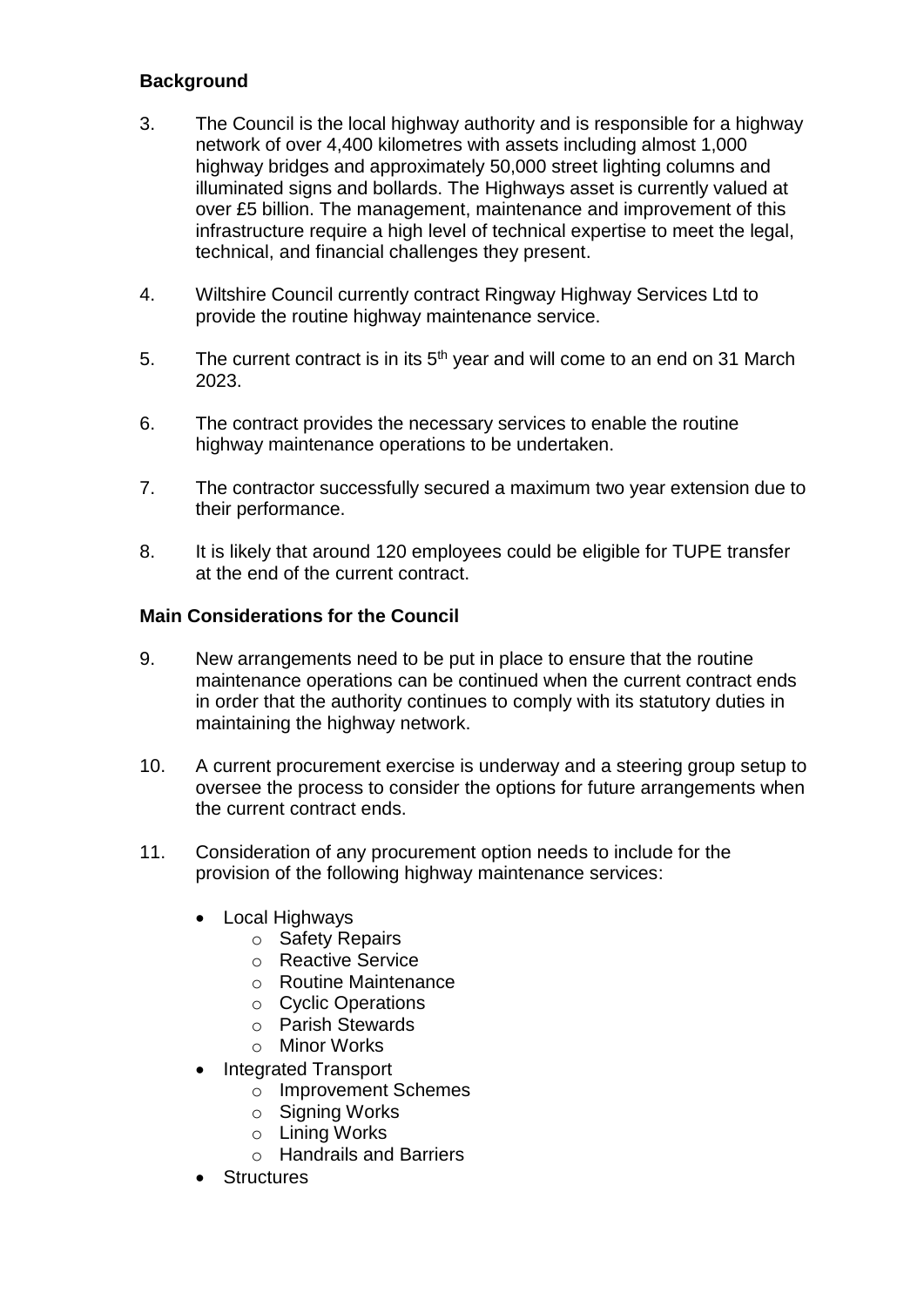### Background

3. The Council is the local highway authority and is responsible for a highway network of over 4,400 kilometres with assets including almost 1,000 highway bridges and approximately 50,000 street lighting columns and illuminated signs and bollards. The Highways asset is currently valued at over £5 billion. The management, maintenance and improvement of this infrastructure require a high level of technical expertise to meet the legal, technical, and financial challenges they present.

4. Wiltshire Council currently contract Ringway Highway Services Ltd to provide the routine highway maintenance service.

5. The current contract is in its 5th year and will come to an end on 31 March 2023.

6. The contract provides the necessary services to enable the routine highway maintenance operations to be undertaken.

7. The contractor successfully secured a maximum two year extension due to their performance.

8. It is likely that around 120 employees could be eligible for TUPE transfer at the end of the current contract.

### Main Considerations for the Council

9. New arrangements need to be put in place to ensure that the routine maintenance operations can be continued when the current contract ends in order that the authority continues to comply with its statutory duties in maintaining the highway network.

10. A current procurement exercise is underway and a steering group setup to oversee the process to consider the options for future arrangements when the current contract ends.

11. Consideration of any procurement option needs to include for the provision of the following highway maintenance services:

- Local Highways
  - Safety Repairs
  - Reactive Service
  - Routine Maintenance
  - Cyclic Operations
  - Parish Stewards
  - Minor Works
- Integrated Transport
  - Improvement Schemes
  - Signing Works
  - Lining Works
  - Handrails and Barriers
- Structures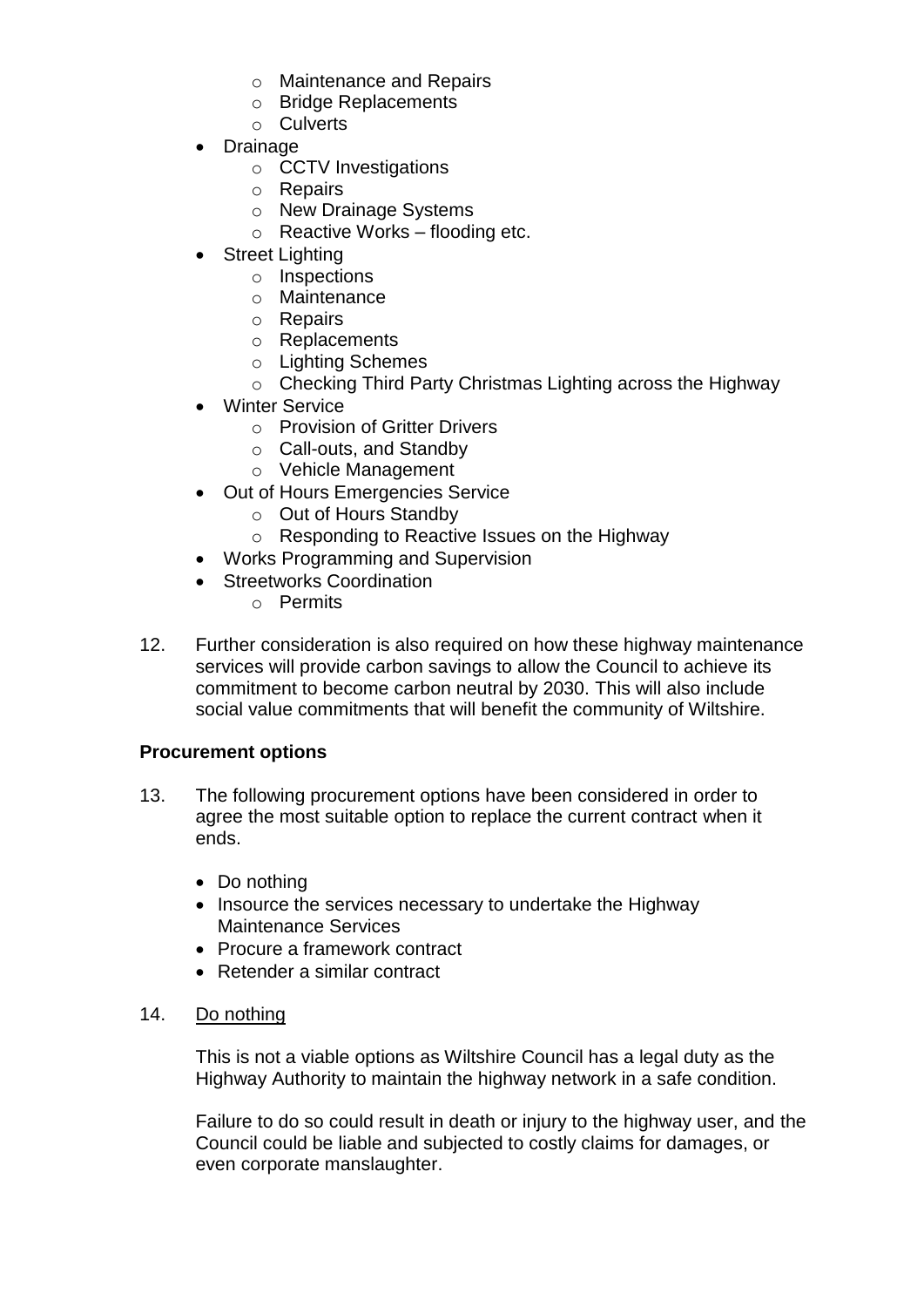- Maintenance and Repairs
    - Bridge Replacements
    - Culverts
- Drainage
    - CCTV Investigations
    - Repairs
    - New Drainage Systems
    - Reactive Works – flooding etc.
- Street Lighting
    - Inspections
    - Maintenance
    - Repairs
    - Replacements
    - Lighting Schemes
    - Checking Third Party Christmas Lighting across the Highway
- Winter Service
    - Provision of Gritter Drivers
    - Call-outs, and Standby
    - Vehicle Management
- Out of Hours Emergencies Service
    - Out of Hours Standby
    - Responding to Reactive Issues on the Highway
- Works Programming and Supervision
- Streetworks Coordination
    - Permits

12. Further consideration is also required on how these highway maintenance services will provide carbon savings to allow the Council to achieve its commitment to become carbon neutral by 2030. This will also include social value commitments that will benefit the community of Wiltshire.

**Procurement options**

13. The following procurement options have been considered in order to agree the most suitable option to replace the current contract when it ends.

    - Do nothing
    - Insource the services necessary to undertake the Highway Maintenance Services
    - Procure a framework contract
    - Retender a similar contract

14. <u>Do nothing</u>

    This is not a viable options as Wiltshire Council has a legal duty as the Highway Authority to maintain the highway network in a safe condition.

    Failure to do so could result in death or injury to the highway user, and the Council could be liable and subjected to costly claims for damages, or even corporate manslaughter.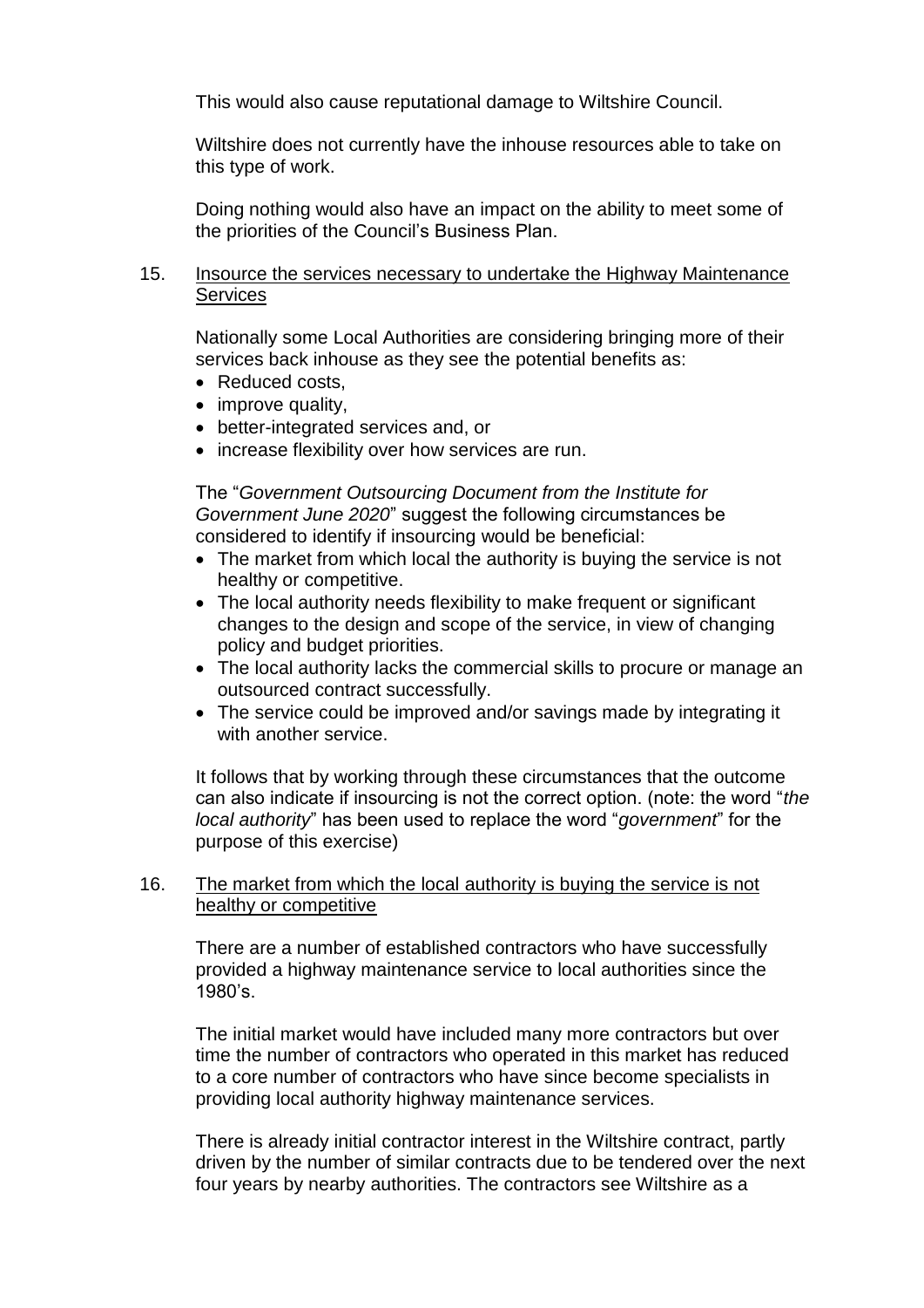This would also cause reputational damage to Wiltshire Council.

Wiltshire does not currently have the inhouse resources able to take on this type of work.

Doing nothing would also have an impact on the ability to meet some of the priorities of the Council's Business Plan.

15. Insource the services necessary to undertake the Highway Maintenance Services

Nationally some Local Authorities are considering bringing more of their services back inhouse as they see the potential benefits as:

- Reduced costs,
- improve quality,
- better-integrated services and, or
- increase flexibility over how services are run.

The "*Government Outsourcing Document from the Institute for Government June 2020*" suggest the following circumstances be considered to identify if insourcing would be beneficial:

- The market from which local the authority is buying the service is not healthy or competitive.
- The local authority needs flexibility to make frequent or significant changes to the design and scope of the service, in view of changing policy and budget priorities.
- The local authority lacks the commercial skills to procure or manage an outsourced contract successfully.
- The service could be improved and/or savings made by integrating it with another service.

It follows that by working through these circumstances that the outcome can also indicate if insourcing is not the correct option. (note: the word "*the local authority*" has been used to replace the word "*government*" for the purpose of this exercise)

16. The market from which the local authority is buying the service is not healthy or competitive

There are a number of established contractors who have successfully provided a highway maintenance service to local authorities since the 1980's.

The initial market would have included many more contractors but over time the number of contractors who operated in this market has reduced to a core number of contractors who have since become specialists in providing local authority highway maintenance services.

There is already initial contractor interest in the Wiltshire contract, partly driven by the number of similar contracts due to be tendered over the next four years by nearby authorities. The contractors see Wiltshire as a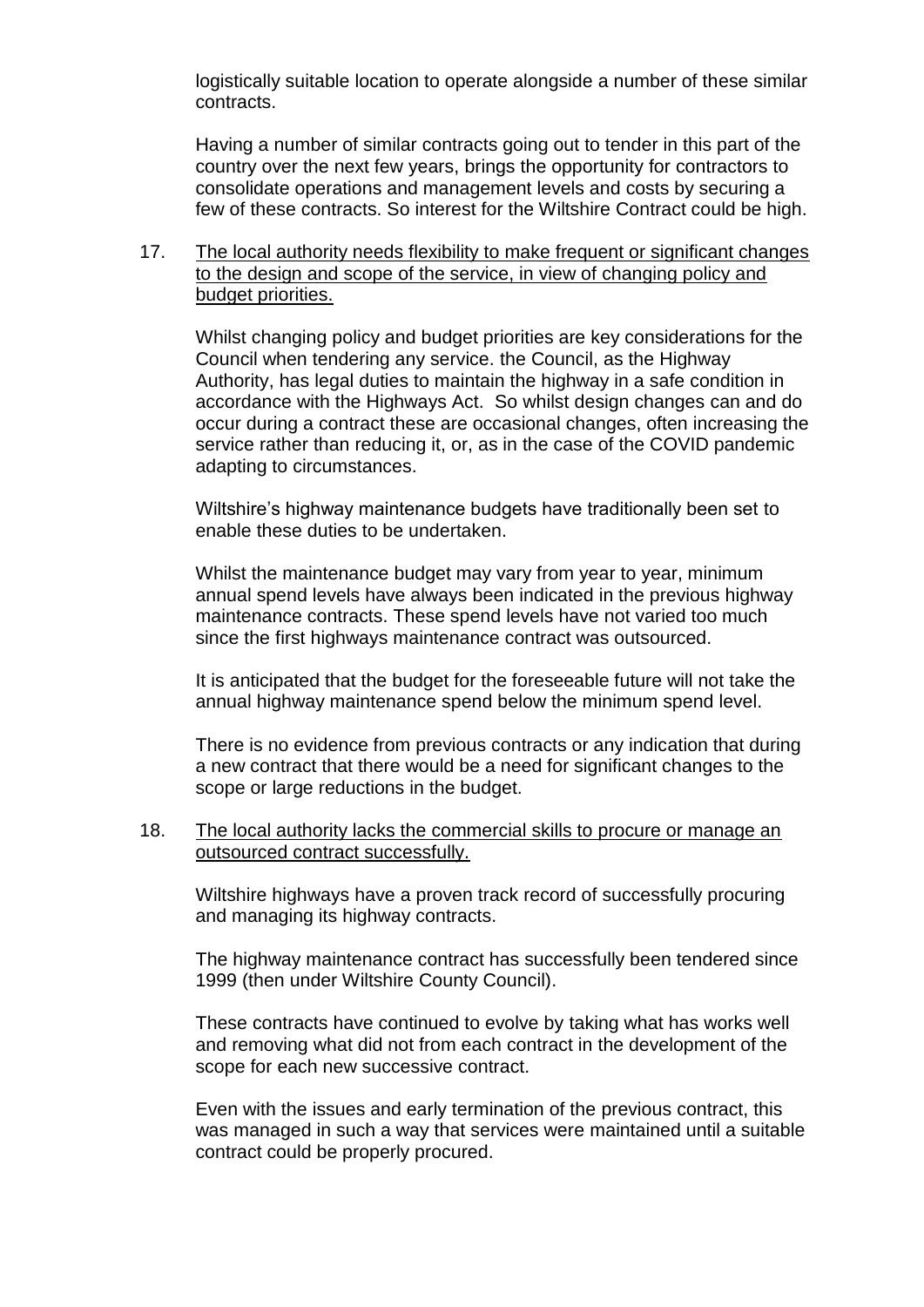logistically suitable location to operate alongside a number of these similar contracts.

Having a number of similar contracts going out to tender in this part of the country over the next few years, brings the opportunity for contractors to consolidate operations and management levels and costs by securing a few of these contracts. So interest for the Wiltshire Contract could be high.

17. <u>The local authority needs flexibility to make frequent or significant changes to the design and scope of the service, in view of changing policy and budget priorities.</u>

    Whilst changing policy and budget priorities are key considerations for the Council when tendering any service. the Council, as the Highway Authority, has legal duties to maintain the highway in a safe condition in accordance with the Highways Act. So whilst design changes can and do occur during a contract these are occasional changes, often increasing the service rather than reducing it, or, as in the case of the COVID pandemic adapting to circumstances.

    Wiltshire's highway maintenance budgets have traditionally been set to enable these duties to be undertaken.

    Whilst the maintenance budget may vary from year to year, minimum annual spend levels have always been indicated in the previous highway maintenance contracts. These spend levels have not varied too much since the first highways maintenance contract was outsourced.

    It is anticipated that the budget for the foreseeable future will not take the annual highway maintenance spend below the minimum spend level.

    There is no evidence from previous contracts or any indication that during a new contract that there would be a need for significant changes to the scope or large reductions in the budget.

18. <u>The local authority lacks the commercial skills to procure or manage an outsourced contract successfully.</u>

    Wiltshire highways have a proven track record of successfully procuring and managing its highway contracts.

    The highway maintenance contract has successfully been tendered since 1999 (then under Wiltshire County Council).

    These contracts have continued to evolve by taking what has works well and removing what did not from each contract in the development of the scope for each new successive contract.

    Even with the issues and early termination of the previous contract, this was managed in such a way that services were maintained until a suitable contract could be properly procured.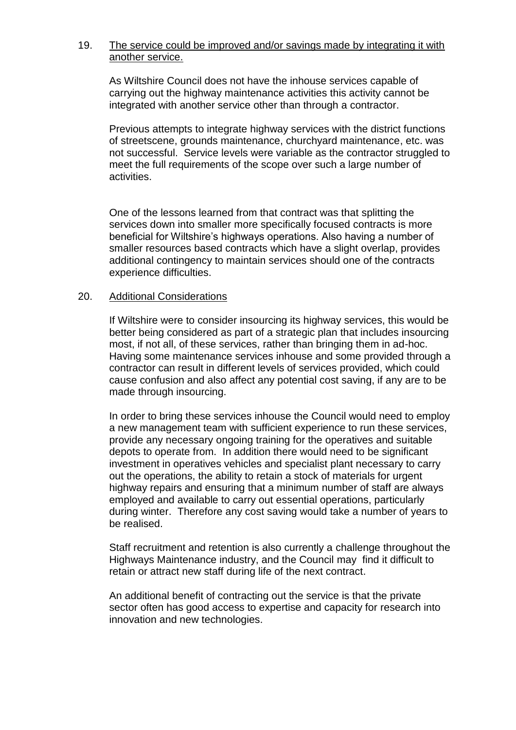19. <u>The service could be improved and/or savings made by integrating it with another service.</u>

As Wiltshire Council does not have the inhouse services capable of carrying out the highway maintenance activities this activity cannot be integrated with another service other than through a contractor.

Previous attempts to integrate highway services with the district functions of streetscene, grounds maintenance, churchyard maintenance, etc. was not successful. Service levels were variable as the contractor struggled to meet the full requirements of the scope over such a large number of activities.

One of the lessons learned from that contract was that splitting the services down into smaller more specifically focused contracts is more beneficial for Wiltshire's highways operations. Also having a number of smaller resources based contracts which have a slight overlap, provides additional contingency to maintain services should one of the contracts experience difficulties.

20. <u>Additional Considerations</u>

If Wiltshire were to consider insourcing its highway services, this would be better being considered as part of a strategic plan that includes insourcing most, if not all, of these services, rather than bringing them in ad-hoc. Having some maintenance services inhouse and some provided through a contractor can result in different levels of services provided, which could cause confusion and also affect any potential cost saving, if any are to be made through insourcing.

In order to bring these services inhouse the Council would need to employ a new management team with sufficient experience to run these services, provide any necessary ongoing training for the operatives and suitable depots to operate from. In addition there would need to be significant investment in operatives vehicles and specialist plant necessary to carry out the operations, the ability to retain a stock of materials for urgent highway repairs and ensuring that a minimum number of staff are always employed and available to carry out essential operations, particularly during winter. Therefore any cost saving would take a number of years to be realised.

Staff recruitment and retention is also currently a challenge throughout the Highways Maintenance industry, and the Council may find it difficult to retain or attract new staff during life of the next contract.

An additional benefit of contracting out the service is that the private sector often has good access to expertise and capacity for research into innovation and new technologies.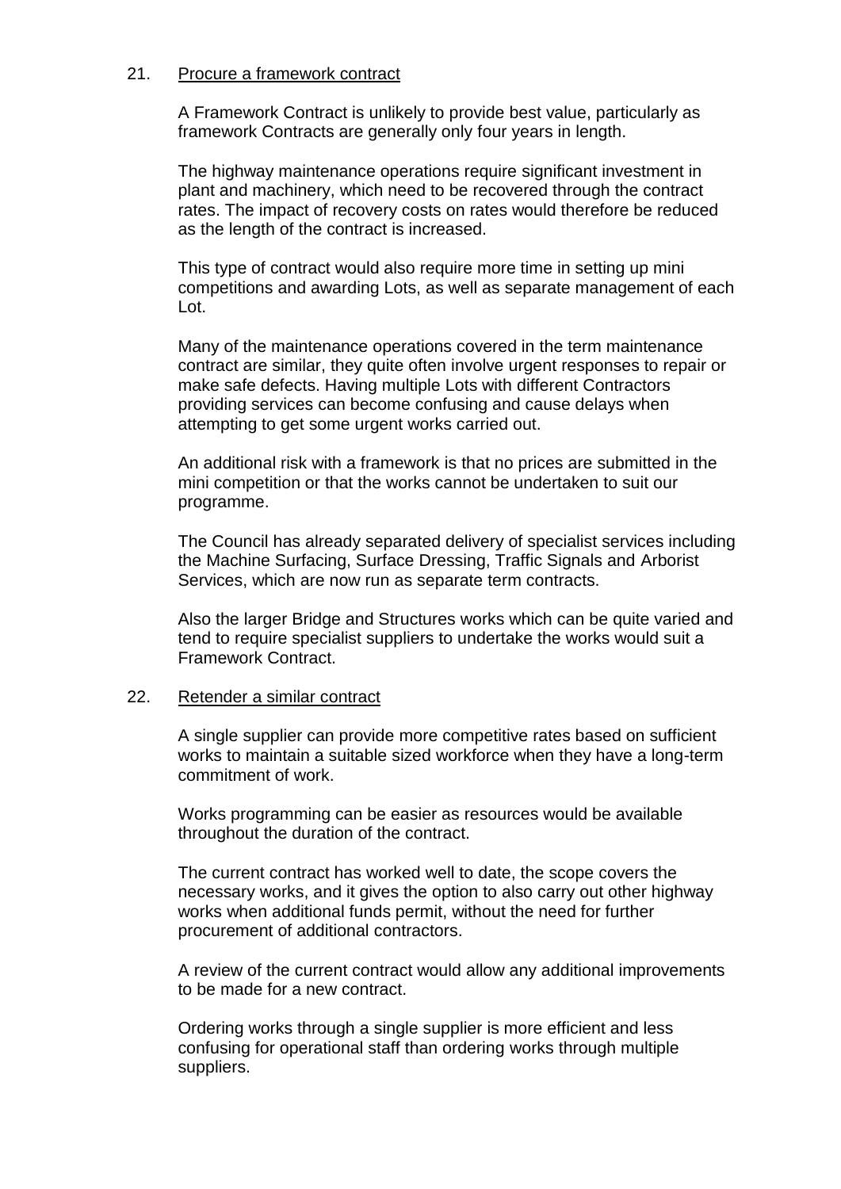21. Procure a framework contract

A Framework Contract is unlikely to provide best value, particularly as framework Contracts are generally only four years in length.

The highway maintenance operations require significant investment in plant and machinery, which need to be recovered through the contract rates. The impact of recovery costs on rates would therefore be reduced as the length of the contract is increased.

This type of contract would also require more time in setting up mini competitions and awarding Lots, as well as separate management of each Lot.

Many of the maintenance operations covered in the term maintenance contract are similar, they quite often involve urgent responses to repair or make safe defects. Having multiple Lots with different Contractors providing services can become confusing and cause delays when attempting to get some urgent works carried out.

An additional risk with a framework is that no prices are submitted in the mini competition or that the works cannot be undertaken to suit our programme.

The Council has already separated delivery of specialist services including the Machine Surfacing, Surface Dressing, Traffic Signals and Arborist Services, which are now run as separate term contracts.

Also the larger Bridge and Structures works which can be quite varied and tend to require specialist suppliers to undertake the works would suit a Framework Contract.

22. Retender a similar contract

A single supplier can provide more competitive rates based on sufficient works to maintain a suitable sized workforce when they have a long-term commitment of work.

Works programming can be easier as resources would be available throughout the duration of the contract.

The current contract has worked well to date, the scope covers the necessary works, and it gives the option to also carry out other highway works when additional funds permit, without the need for further procurement of additional contractors.

A review of the current contract would allow any additional improvements to be made for a new contract.

Ordering works through a single supplier is more efficient and less confusing for operational staff than ordering works through multiple suppliers.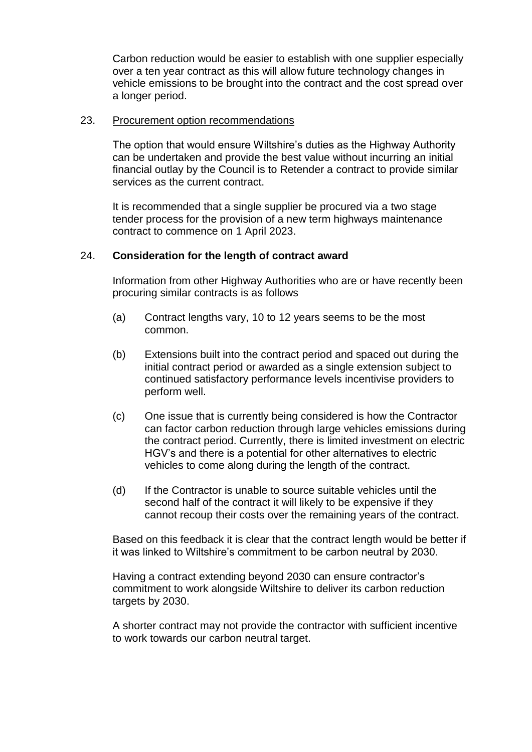Carbon reduction would be easier to establish with one supplier especially over a ten year contract as this will allow future technology changes in vehicle emissions to be brought into the contract and the cost spread over a longer period.

23. Procurement option recommendations

The option that would ensure Wiltshire's duties as the Highway Authority can be undertaken and provide the best value without incurring an initial financial outlay by the Council is to Retender a contract to provide similar services as the current contract.

It is recommended that a single supplier be procured via a two stage tender process for the provision of a new term highways maintenance contract to commence on 1 April 2023.

24. **Consideration for the length of contract award**

Information from other Highway Authorities who are or have recently been procuring similar contracts is as follows

(a) Contract lengths vary, 10 to 12 years seems to be the most common.

(b) Extensions built into the contract period and spaced out during the initial contract period or awarded as a single extension subject to continued satisfactory performance levels incentivise providers to perform well.

(c) One issue that is currently being considered is how the Contractor can factor carbon reduction through large vehicles emissions during the contract period. Currently, there is limited investment on electric HGV's and there is a potential for other alternatives to electric vehicles to come along during the length of the contract.

(d) If the Contractor is unable to source suitable vehicles until the second half of the contract it will likely to be expensive if they cannot recoup their costs over the remaining years of the contract.

Based on this feedback it is clear that the contract length would be better if it was linked to Wiltshire's commitment to be carbon neutral by 2030.

Having a contract extending beyond 2030 can ensure contractor's commitment to work alongside Wiltshire to deliver its carbon reduction targets by 2030.

A shorter contract may not provide the contractor with sufficient incentive to work towards our carbon neutral target.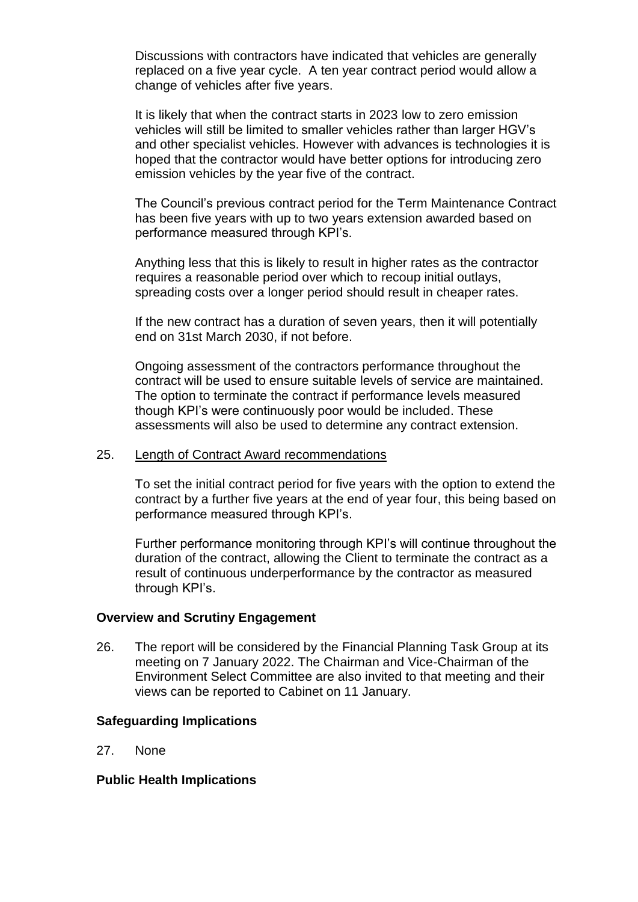Discussions with contractors have indicated that vehicles are generally replaced on a five year cycle. A ten year contract period would allow a change of vehicles after five years.

It is likely that when the contract starts in 2023 low to zero emission vehicles will still be limited to smaller vehicles rather than larger HGV's and other specialist vehicles. However with advances is technologies it is hoped that the contractor would have better options for introducing zero emission vehicles by the year five of the contract.

The Council's previous contract period for the Term Maintenance Contract has been five years with up to two years extension awarded based on performance measured through KPI's.

Anything less that this is likely to result in higher rates as the contractor requires a reasonable period over which to recoup initial outlays, spreading costs over a longer period should result in cheaper rates.

If the new contract has a duration of seven years, then it will potentially end on 31st March 2030, if not before.

Ongoing assessment of the contractors performance throughout the contract will be used to ensure suitable levels of service are maintained. The option to terminate the contract if performance levels measured though KPI's were continuously poor would be included. These assessments will also be used to determine any contract extension.

25. Length of Contract Award recommendations

To set the initial contract period for five years with the option to extend the contract by a further five years at the end of year four, this being based on performance measured through KPI's.

Further performance monitoring through KPI's will continue throughout the duration of the contract, allowing the Client to terminate the contract as a result of continuous underperformance by the contractor as measured through KPI's.

**Overview and Scrutiny Engagement**

26. The report will be considered by the Financial Planning Task Group at its meeting on 7 January 2022. The Chairman and Vice-Chairman of the Environment Select Committee are also invited to that meeting and their views can be reported to Cabinet on 11 January.

**Safeguarding Implications**

27. None

**Public Health Implications**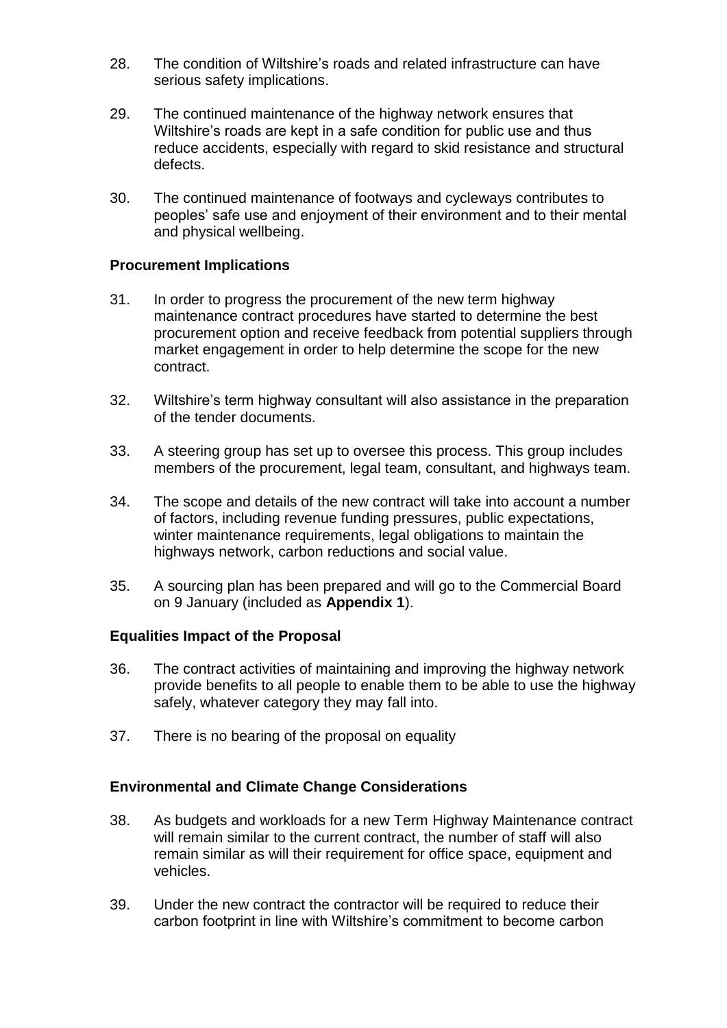28. The condition of Wiltshire's roads and related infrastructure can have serious safety implications.

29. The continued maintenance of the highway network ensures that Wiltshire's roads are kept in a safe condition for public use and thus reduce accidents, especially with regard to skid resistance and structural defects.

30. The continued maintenance of footways and cycleways contributes to peoples' safe use and enjoyment of their environment and to their mental and physical wellbeing.

## Procurement Implications

31. In order to progress the procurement of the new term highway maintenance contract procedures have started to determine the best procurement option and receive feedback from potential suppliers through market engagement in order to help determine the scope for the new contract.

32. Wiltshire's term highway consultant will also assistance in the preparation of the tender documents.

33. A steering group has set up to oversee this process. This group includes members of the procurement, legal team, consultant, and highways team.

34. The scope and details of the new contract will take into account a number of factors, including revenue funding pressures, public expectations, winter maintenance requirements, legal obligations to maintain the highways network, carbon reductions and social value.

35. A sourcing plan has been prepared and will go to the Commercial Board on 9 January (included as **Appendix 1**).

## Equalities Impact of the Proposal

36. The contract activities of maintaining and improving the highway network provide benefits to all people to enable them to be able to use the highway safely, whatever category they may fall into.

37. There is no bearing of the proposal on equality

## Environmental and Climate Change Considerations

38. As budgets and workloads for a new Term Highway Maintenance contract will remain similar to the current contract, the number of staff will also remain similar as will their requirement for office space, equipment and vehicles.

39. Under the new contract the contractor will be required to reduce their carbon footprint in line with Wiltshire's commitment to become carbon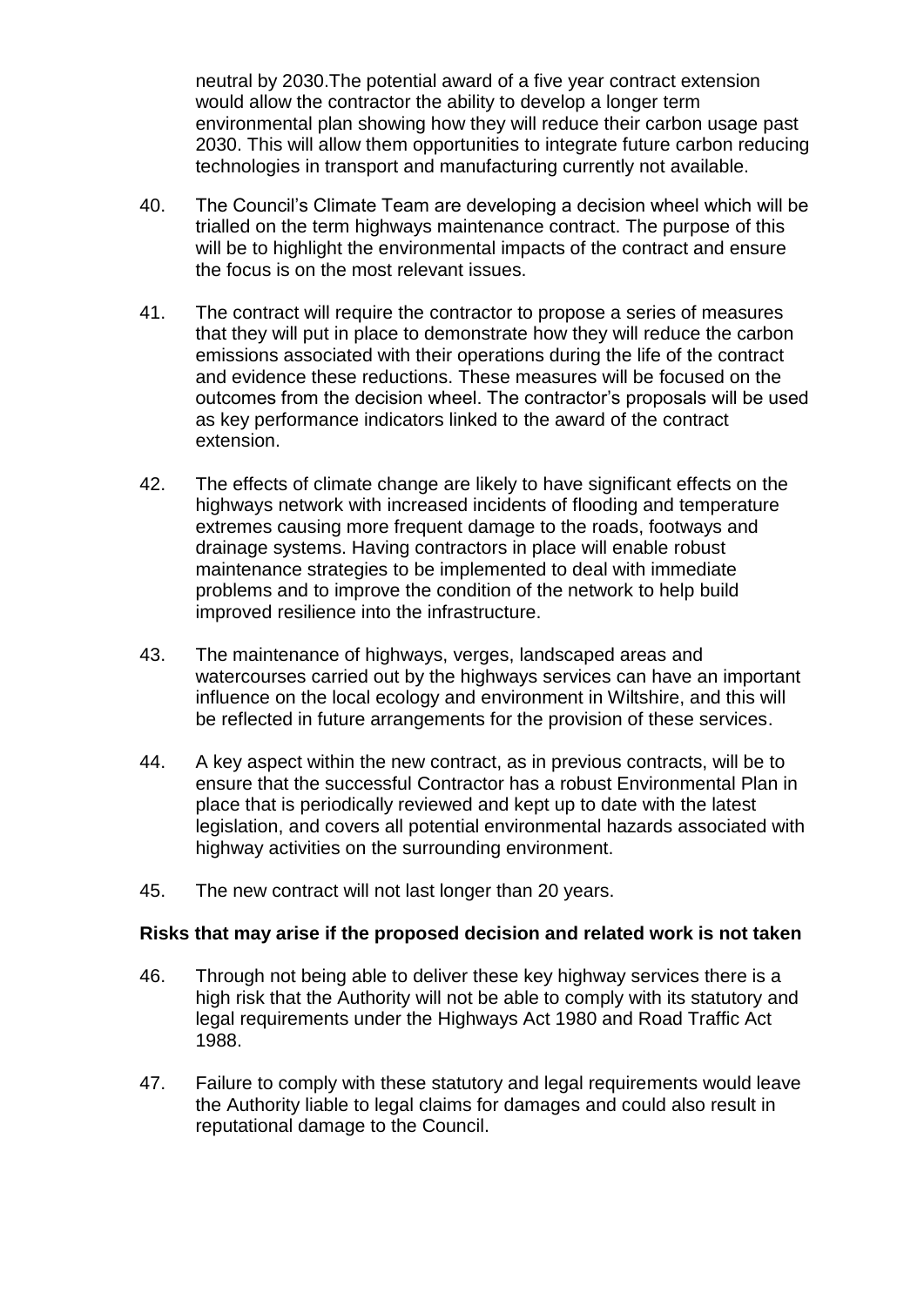neutral by 2030.The potential award of a five year contract extension would allow the contractor the ability to develop a longer term environmental plan showing how they will reduce their carbon usage past 2030. This will allow them opportunities to integrate future carbon reducing technologies in transport and manufacturing currently not available.

40. The Council's Climate Team are developing a decision wheel which will be trialled on the term highways maintenance contract. The purpose of this will be to highlight the environmental impacts of the contract and ensure the focus is on the most relevant issues.

41. The contract will require the contractor to propose a series of measures that they will put in place to demonstrate how they will reduce the carbon emissions associated with their operations during the life of the contract and evidence these reductions. These measures will be focused on the outcomes from the decision wheel. The contractor's proposals will be used as key performance indicators linked to the award of the contract extension.

42. The effects of climate change are likely to have significant effects on the highways network with increased incidents of flooding and temperature extremes causing more frequent damage to the roads, footways and drainage systems. Having contractors in place will enable robust maintenance strategies to be implemented to deal with immediate problems and to improve the condition of the network to help build improved resilience into the infrastructure.

43. The maintenance of highways, verges, landscaped areas and watercourses carried out by the highways services can have an important influence on the local ecology and environment in Wiltshire, and this will be reflected in future arrangements for the provision of these services.

44. A key aspect within the new contract, as in previous contracts, will be to ensure that the successful Contractor has a robust Environmental Plan in place that is periodically reviewed and kept up to date with the latest legislation, and covers all potential environmental hazards associated with highway activities on the surrounding environment.

45. The new contract will not last longer than 20 years.

**Risks that may arise if the proposed decision and related work is not taken**

46. Through not being able to deliver these key highway services there is a high risk that the Authority will not be able to comply with its statutory and legal requirements under the Highways Act 1980 and Road Traffic Act 1988.

47. Failure to comply with these statutory and legal requirements would leave the Authority liable to legal claims for damages and could also result in reputational damage to the Council.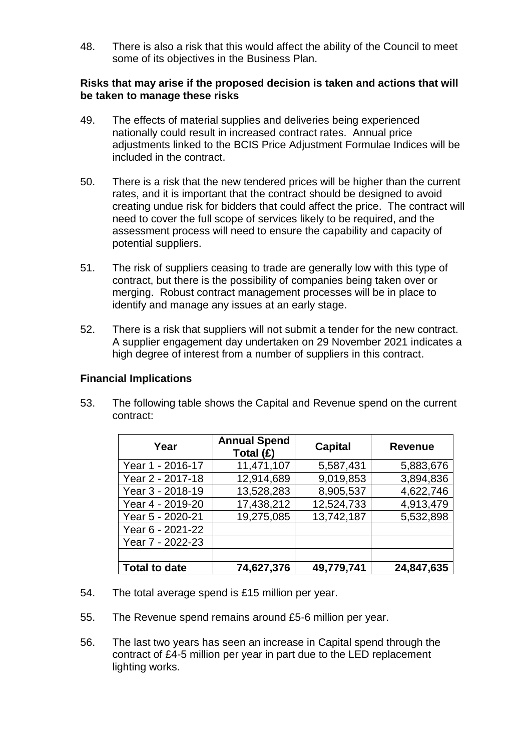48. There is also a risk that this would affect the ability of the Council to meet some of its objectives in the Business Plan.

**Risks that may arise if the proposed decision is taken and actions that will be taken to manage these risks**

49. The effects of material supplies and deliveries being experienced nationally could result in increased contract rates. Annual price adjustments linked to the BCIS Price Adjustment Formulae Indices will be included in the contract.

50. There is a risk that the new tendered prices will be higher than the current rates, and it is important that the contract should be designed to avoid creating undue risk for bidders that could affect the price. The contract will need to cover the full scope of services likely to be required, and the assessment process will need to ensure the capability and capacity of potential suppliers.

51. The risk of suppliers ceasing to trade are generally low with this type of contract, but there is the possibility of companies being taken over or merging. Robust contract management processes will be in place to identify and manage any issues at an early stage.

52. There is a risk that suppliers will not submit a tender for the new contract. A supplier engagement day undertaken on 29 November 2021 indicates a high degree of interest from a number of suppliers in this contract.

**Financial Implications**

53. The following table shows the Capital and Revenue spend on the current contract:

| Year | Annual Spend Total (£) | Capital | Revenue |
|---|---|---|---|
| Year 1 - 2016-17 | 11,471,107 | 5,587,431 | 5,883,676 |
| Year 2 - 2017-18 | 12,914,689 | 9,019,853 | 3,894,836 |
| Year 3 - 2018-19 | 13,528,283 | 8,905,537 | 4,622,746 |
| Year 4 - 2019-20 | 17,438,212 | 12,524,733 | 4,913,479 |
| Year 5 - 2020-21 | 19,275,085 | 13,742,187 | 5,532,898 |
| Year 6 - 2021-22 | | | |
| Year 7 - 2022-23 | | | |
| | | | |
| **Total to date** | **74,627,376** | **49,779,741** | **24,847,635** |

54. The total average spend is £15 million per year.

55. The Revenue spend remains around £5-6 million per year.

56. The last two years has seen an increase in Capital spend through the contract of £4-5 million per year in part due to the LED replacement lighting works.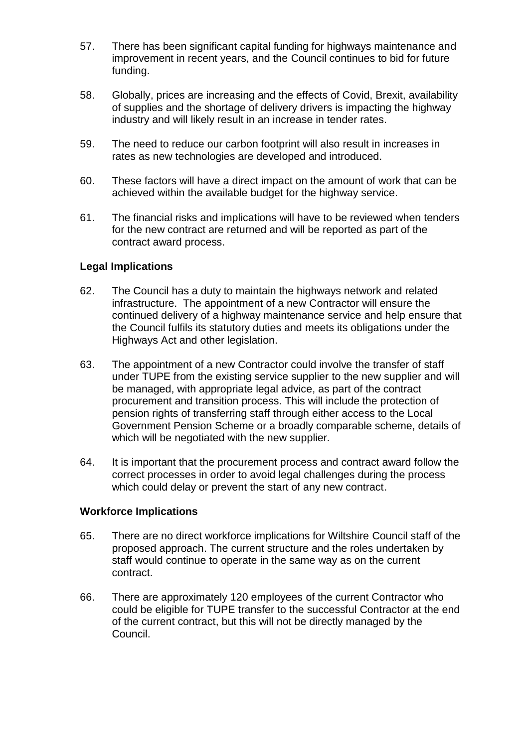57. There has been significant capital funding for highways maintenance and improvement in recent years, and the Council continues to bid for future funding.

58. Globally, prices are increasing and the effects of Covid, Brexit, availability of supplies and the shortage of delivery drivers is impacting the highway industry and will likely result in an increase in tender rates.

59. The need to reduce our carbon footprint will also result in increases in rates as new technologies are developed and introduced.

60. These factors will have a direct impact on the amount of work that can be achieved within the available budget for the highway service.

61. The financial risks and implications will have to be reviewed when tenders for the new contract are returned and will be reported as part of the contract award process.

**Legal Implications**

62. The Council has a duty to maintain the highways network and related infrastructure. The appointment of a new Contractor will ensure the continued delivery of a highway maintenance service and help ensure that the Council fulfils its statutory duties and meets its obligations under the Highways Act and other legislation.

63. The appointment of a new Contractor could involve the transfer of staff under TUPE from the existing service supplier to the new supplier and will be managed, with appropriate legal advice, as part of the contract procurement and transition process. This will include the protection of pension rights of transferring staff through either access to the Local Government Pension Scheme or a broadly comparable scheme, details of which will be negotiated with the new supplier.

64. It is important that the procurement process and contract award follow the correct processes in order to avoid legal challenges during the process which could delay or prevent the start of any new contract.

**Workforce Implications**

65. There are no direct workforce implications for Wiltshire Council staff of the proposed approach. The current structure and the roles undertaken by staff would continue to operate in the same way as on the current contract.

66. There are approximately 120 employees of the current Contractor who could be eligible for TUPE transfer to the successful Contractor at the end of the current contract, but this will not be directly managed by the Council.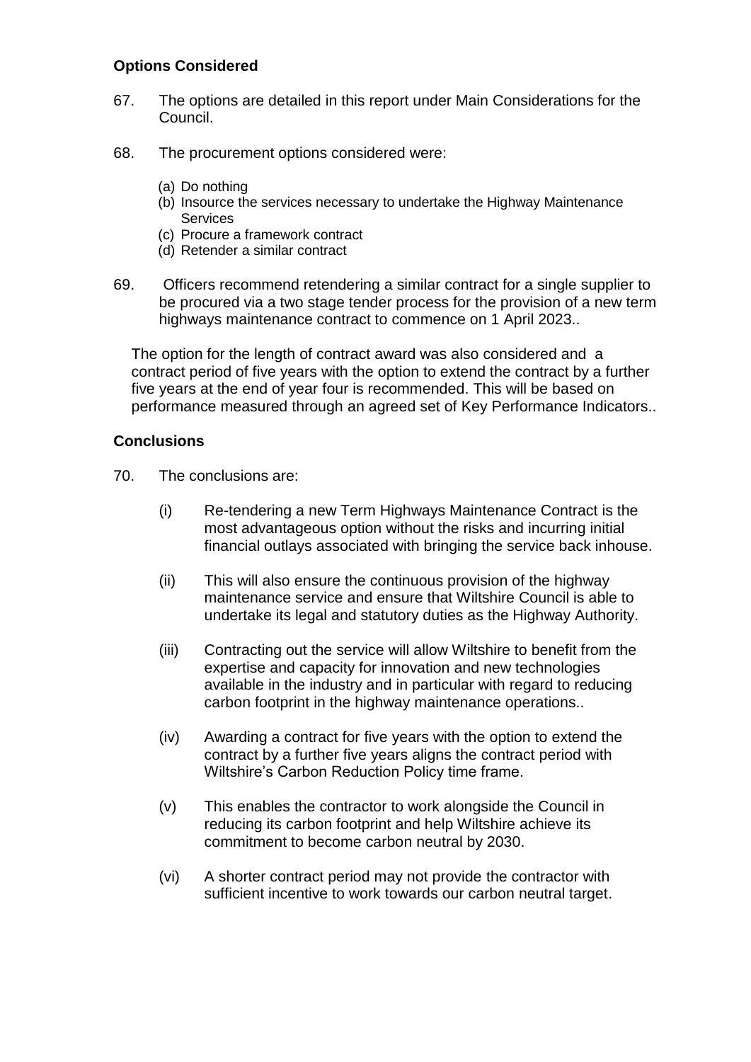**Options Considered**

67. The options are detailed in this report under Main Considerations for the Council.

68. The procurement options considered were:

    (a) Do nothing
    (b) Insource the services necessary to undertake the Highway Maintenance Services
    (c) Procure a framework contract
    (d) Retender a similar contract

69. Officers recommend retendering a similar contract for a single supplier to be procured via a two stage tender process for the provision of a new term highways maintenance contract to commence on 1 April 2023..

The option for the length of contract award was also considered and a contract period of five years with the option to extend the contract by a further five years at the end of year four is recommended. This will be based on performance measured through an agreed set of Key Performance Indicators..

**Conclusions**

70. The conclusions are:

    (i) Re-tendering a new Term Highways Maintenance Contract is the most advantageous option without the risks and incurring initial financial outlays associated with bringing the service back inhouse.

    (ii) This will also ensure the continuous provision of the highway maintenance service and ensure that Wiltshire Council is able to undertake its legal and statutory duties as the Highway Authority.

    (iii) Contracting out the service will allow Wiltshire to benefit from the expertise and capacity for innovation and new technologies available in the industry and in particular with regard to reducing carbon footprint in the highway maintenance operations..

    (iv) Awarding a contract for five years with the option to extend the contract by a further five years aligns the contract period with Wiltshire's Carbon Reduction Policy time frame.

    (v) This enables the contractor to work alongside the Council in reducing its carbon footprint and help Wiltshire achieve its commitment to become carbon neutral by 2030.

    (vi) A shorter contract period may not provide the contractor with sufficient incentive to work towards our carbon neutral target.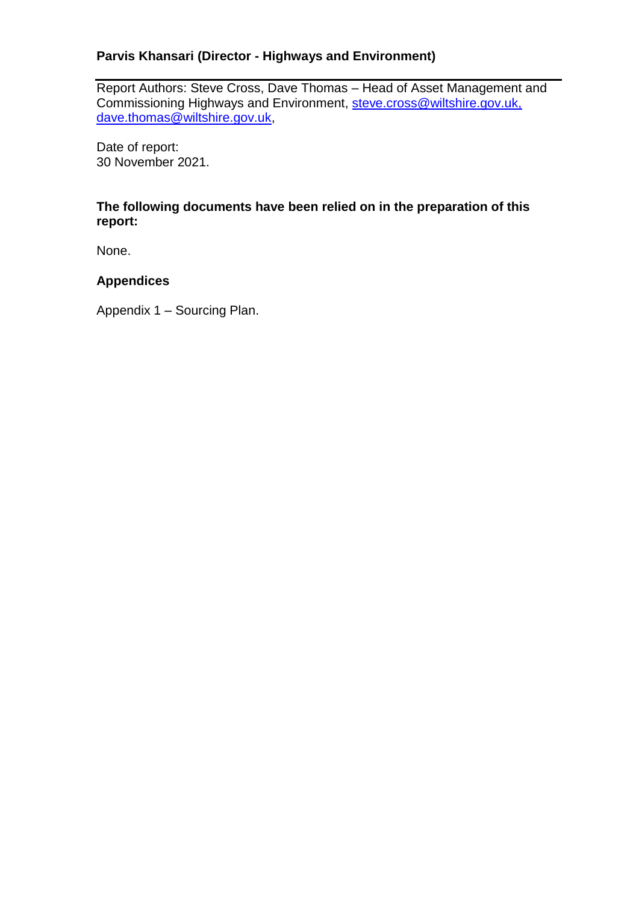**Parvis Khansari (Director - Highways and Environment)**

---

Report Authors: Steve Cross, Dave Thomas – Head of Asset Management and Commissioning Highways and Environment, steve.cross@wiltshire.gov.uk, dave.thomas@wiltshire.gov.uk,

Date of report:
30 November 2021.

**The following documents have been relied on in the preparation of this report:**

None.

**Appendices**

Appendix 1 – Sourcing Plan.